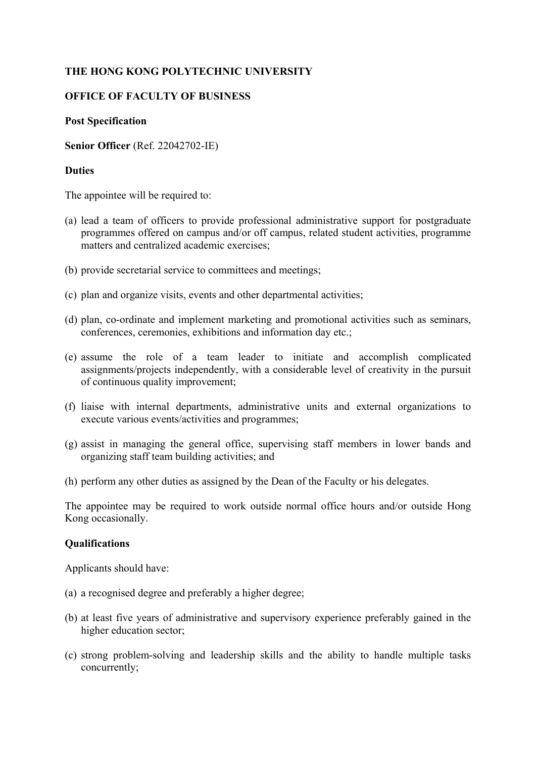**THE HONG KONG POLYTECHNIC UNIVERSITY**

**OFFICE OF FACULTY OF BUSINESS**

**Post Specification**

**Senior Officer** (Ref. 22042702-IE)

**Duties**

The appointee will be required to:

(a) lead a team of officers to provide professional administrative support for postgraduate programmes offered on campus and/or off campus, related student activities, programme matters and centralized academic exercises;

(b) provide secretarial service to committees and meetings;

(c) plan and organize visits, events and other departmental activities;

(d) plan, co-ordinate and implement marketing and promotional activities such as seminars, conferences, ceremonies, exhibitions and information day etc.;

(e) assume the role of a team leader to initiate and accomplish complicated assignments/projects independently, with a considerable level of creativity in the pursuit of continuous quality improvement;

(f) liaise with internal departments, administrative units and external organizations to execute various events/activities and programmes;

(g) assist in managing the general office, supervising staff members in lower bands and organizing staff team building activities; and

(h) perform any other duties as assigned by the Dean of the Faculty or his delegates.

The appointee may be required to work outside normal office hours and/or outside Hong Kong occasionally.

**Qualifications**

Applicants should have:

(a) a recognised degree and preferably a higher degree;

(b) at least five years of administrative and supervisory experience preferably gained in the higher education sector;

(c) strong problem-solving and leadership skills and the ability to handle multiple tasks concurrently;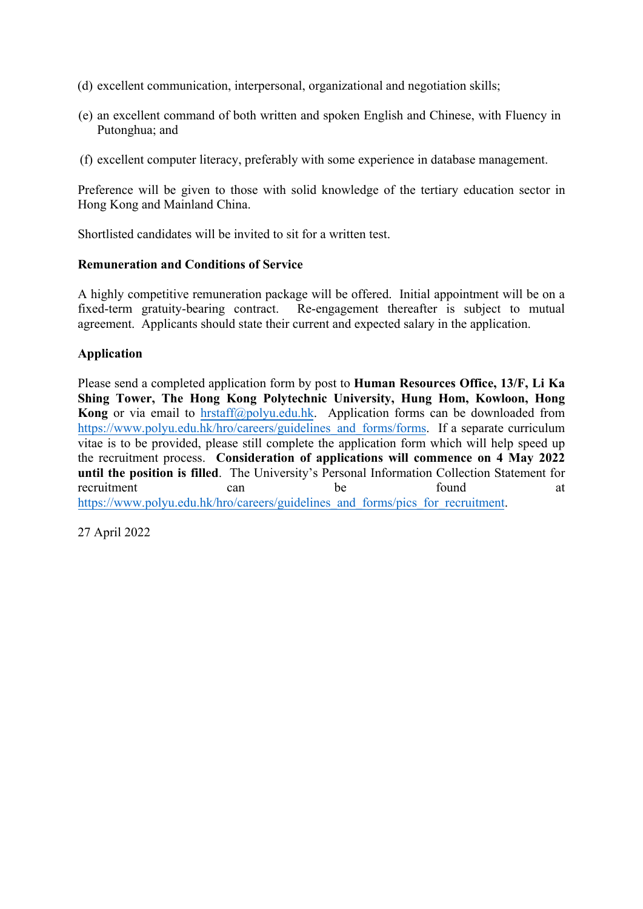(d) excellent communication, interpersonal, organizational and negotiation skills;

(e) an excellent command of both written and spoken English and Chinese, with Fluency in Putonghua; and

(f) excellent computer literacy, preferably with some experience in database management.

Preference will be given to those with solid knowledge of the tertiary education sector in Hong Kong and Mainland China.

Shortlisted candidates will be invited to sit for a written test.

**Remuneration and Conditions of Service**

A highly competitive remuneration package will be offered. Initial appointment will be on a fixed-term gratuity-bearing contract. Re-engagement thereafter is subject to mutual agreement. Applicants should state their current and expected salary in the application.

**Application**

Please send a completed application form by post to **Human Resources Office, 13/F, Li Ka Shing Tower, The Hong Kong Polytechnic University, Hung Hom, Kowloon, Hong Kong** or via email to hrstaff@polyu.edu.hk. Application forms can be downloaded from https://www.polyu.edu.hk/hro/careers/guidelines_and_forms/forms. If a separate curriculum vitae is to be provided, please still complete the application form which will help speed up the recruitment process. **Consideration of applications will commence on 4 May 2022 until the position is filled**. The University's Personal Information Collection Statement for recruitment can be found at https://www.polyu.edu.hk/hro/careers/guidelines_and_forms/pics_for_recruitment.

27 April 2022